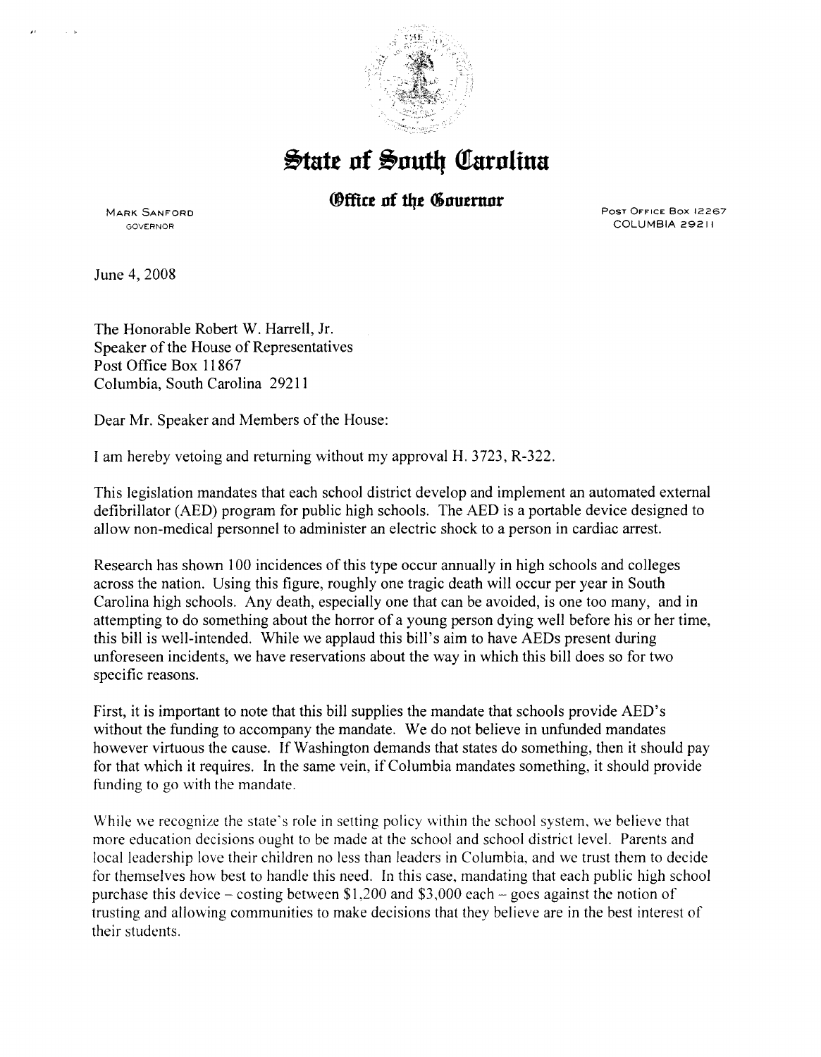# State of South Carolina

## Office of the Governor

MARK SANFORD
GOVERNOR

POST OFFICE BOX 12267
COLUMBIA 29211

June 4, 2008

The Honorable Robert W. Harrell, Jr.
Speaker of the House of Representatives
Post Office Box 11867
Columbia, South Carolina 29211

Dear Mr. Speaker and Members of the House:

I am hereby vetoing and returning without my approval H. 3723, R-322.

This legislation mandates that each school district develop and implement an automated external defibrillator (AED) program for public high schools. The AED is a portable device designed to allow non-medical personnel to administer an electric shock to a person in cardiac arrest.

Research has shown 100 incidences of this type occur annually in high schools and colleges across the nation. Using this figure, roughly one tragic death will occur per year in South Carolina high schools. Any death, especially one that can be avoided, is one too many, and in attempting to do something about the horror of a young person dying well before his or her time, this bill is well-intended. While we applaud this bill's aim to have AEDs present during unforeseen incidents, we have reservations about the way in which this bill does so for two specific reasons.

First, it is important to note that this bill supplies the mandate that schools provide AED's without the funding to accompany the mandate. We do not believe in unfunded mandates however virtuous the cause. If Washington demands that states do something, then it should pay for that which it requires. In the same vein, if Columbia mandates something, it should provide funding to go with the mandate.

While we recognize the state's role in setting policy within the school system, we believe that more education decisions ought to be made at the school and school district level. Parents and local leadership love their children no less than leaders in Columbia, and we trust them to decide for themselves how best to handle this need. In this case, mandating that each public high school purchase this device – costing between $1,200 and $3,000 each – goes against the notion of trusting and allowing communities to make decisions that they believe are in the best interest of their students.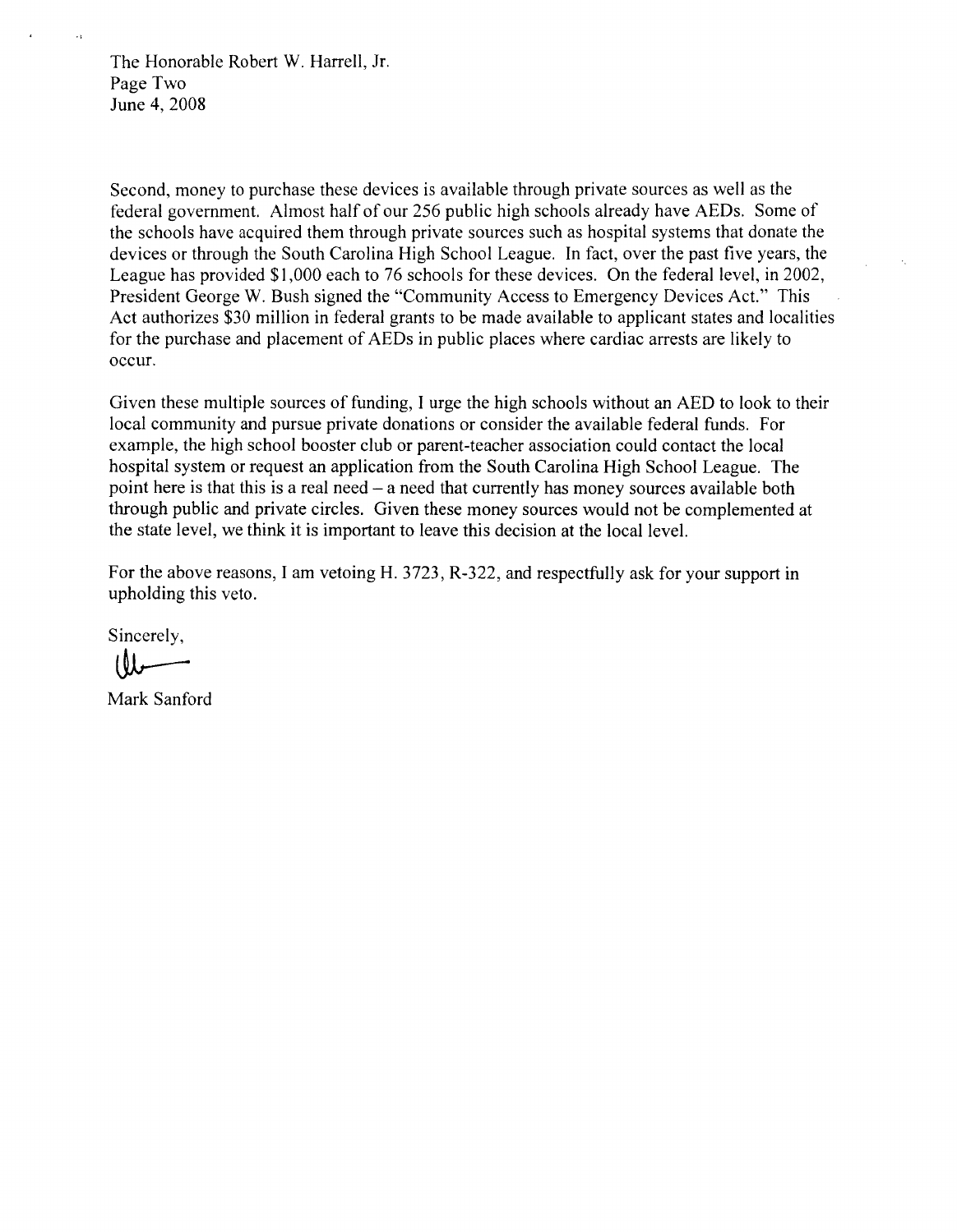The Honorable Robert W. Harrell, Jr.
Page Two
June 4, 2008

Second, money to purchase these devices is available through private sources as well as the federal government. Almost half of our 256 public high schools already have AEDs. Some of the schools have acquired them through private sources such as hospital systems that donate the devices or through the South Carolina High School League. In fact, over the past five years, the League has provided $1,000 each to 76 schools for these devices. On the federal level, in 2002, President George W. Bush signed the "Community Access to Emergency Devices Act." This Act authorizes $30 million in federal grants to be made available to applicant states and localities for the purchase and placement of AEDs in public places where cardiac arrests are likely to occur.

Given these multiple sources of funding, I urge the high schools without an AED to look to their local community and pursue private donations or consider the available federal funds. For example, the high school booster club or parent-teacher association could contact the local hospital system or request an application from the South Carolina High School League. The point here is that this is a real need – a need that currently has money sources available both through public and private circles. Given these money sources would not be complemented at the state level, we think it is important to leave this decision at the local level.

For the above reasons, I am vetoing H. 3723, R-322, and respectfully ask for your support in upholding this veto.

Sincerely,

Mark Sanford